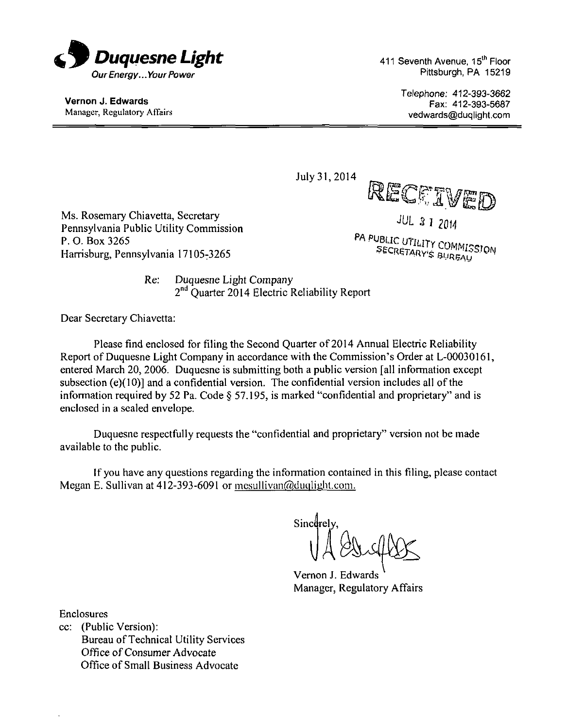**Duquesne Light**
*Our Energy... Your Power*

411 Seventh Avenue, 15th Floor
Pittsburgh, PA 15219

**Vernon J. Edwards**
Manager, Regulatory Affairs

Telephone: 412-393-3662
Fax: 412-393-5687
vedwards@duqlight.com

July 31, 2014

RECEIVED
JUL 31 2014
PA PUBLIC UTILITY COMMISSION
SECRETARY'S BUREAU

Ms. Rosemary Chiavetta, Secretary
Pennsylvania Public Utility Commission
P. O. Box 3265
Harrisburg, Pennsylvania 17105-3265

Re: *Duquesne Light Company*
2nd Quarter 2014 Electric Reliability Report

Dear Secretary Chiavetta:

Please find enclosed for filing the Second Quarter of 2014 Annual Electric Reliability Report of Duquesne Light Company in accordance with the Commission's Order at L-00030161, entered March 20, 2006. Duquesne is submitting both a public version [all information except subsection (e)(10)] and a confidential version. The confidential version includes all of the information required by 52 Pa. Code § 57.195, is marked "confidential and proprietary" and is enclosed in a sealed envelope.

Duquesne respectfully requests the "confidential and proprietary" version not be made available to the public.

If you have any questions regarding the information contained in this filing, please contact Megan E. Sullivan at 412-393-6091 or mesullivan@duqlight.com.

Sincerely,

Vernon J. Edwards
Manager, Regulatory Affairs

Enclosures
cc: (Public Version):
Bureau of Technical Utility Services
Office of Consumer Advocate
Office of Small Business Advocate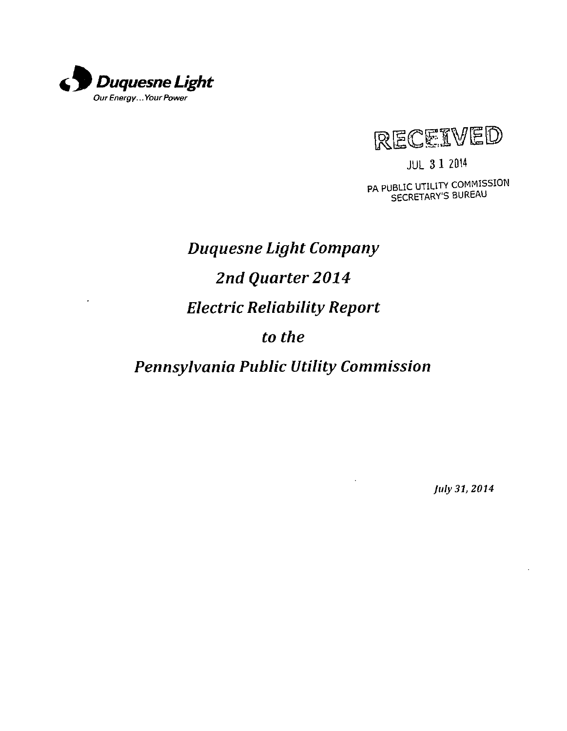**Duquesne Light**
*Our Energy... Your Power*

RECEIVED

JUL 31 2014

PA PUBLIC UTILITY COMMISSION
SECRETARY'S BUREAU

# *Duquesne Light Company*

# *2nd Quarter 2014*

# *Electric Reliability Report*

# *to the*

# *Pennsylvania Public Utility Commission*

*July 31, 2014*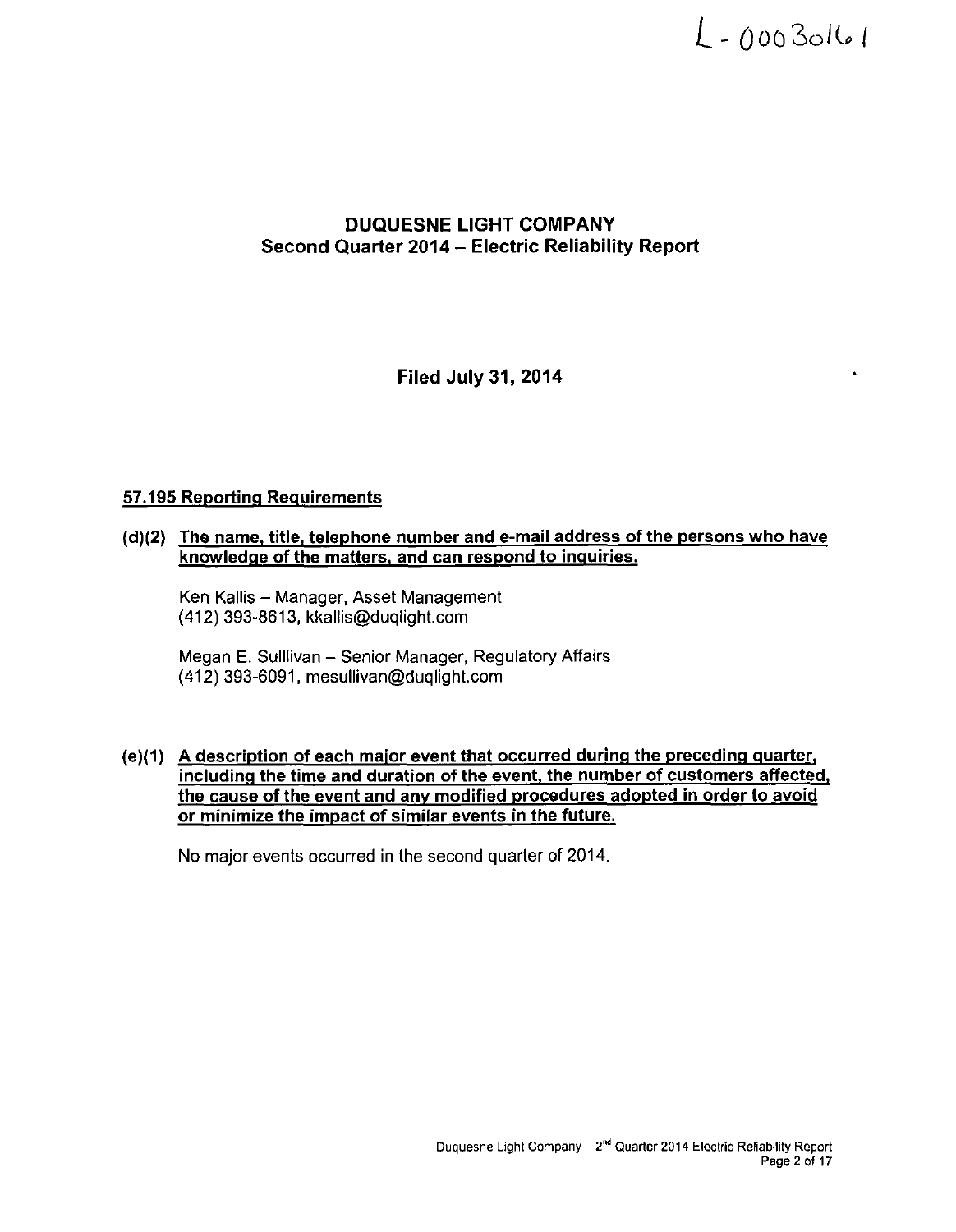L-00030161

# DUQUESNE LIGHT COMPANY
## Second Quarter 2014 – Electric Reliability Report

**Filed July 31, 2014**

### 57.195 Reporting Requirements

**(d)(2) The name, title, telephone number and e-mail address of the persons who have knowledge of the matters, and can respond to inquiries.**

Ken Kallis – Manager, Asset Management
(412) 393-8613, kkallis@duqlight.com

Megan E. Sulllivan – Senior Manager, Regulatory Affairs
(412) 393-6091, mesullivan@duqlight.com

**(e)(1) A description of each major event that occurred during the preceding quarter, including the time and duration of the event, the number of customers affected, the cause of the event and any modified procedures adopted in order to avoid or minimize the impact of similar events in the future.**

No major events occurred in the second quarter of 2014.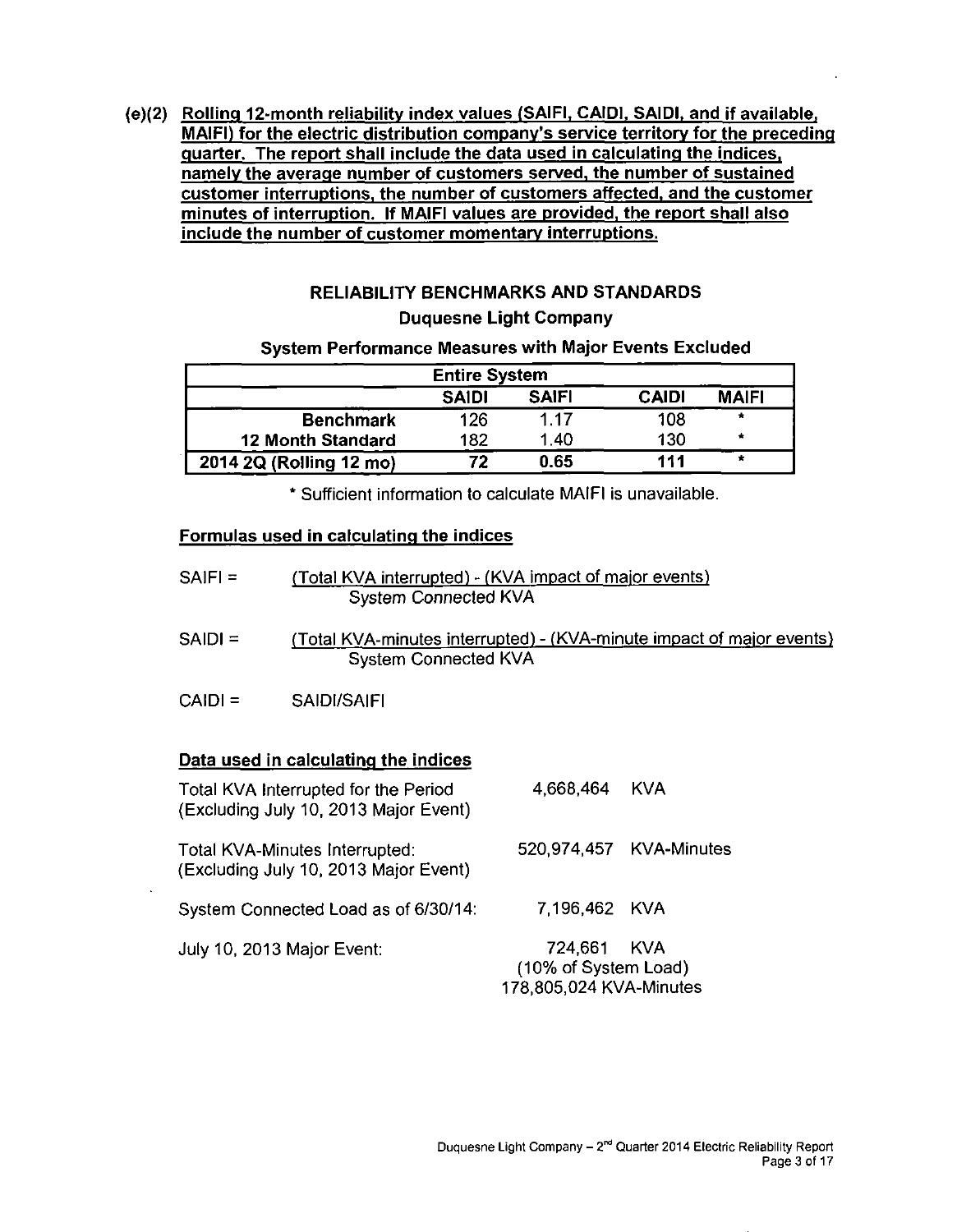**(e)(2) Rolling 12-month reliability index values (SAIFI, CAIDI, SAIDI, and if available, MAIFI) for the electric distribution company's service territory for the preceding quarter. The report shall include the data used in calculating the indices, namely the average number of customers served, the number of sustained customer interruptions, the number of customers affected, and the customer minutes of interruption. If MAIFI values are provided, the report shall also include the number of customer momentary interruptions.**

## RELIABILITY BENCHMARKS AND STANDARDS

### Duquesne Light Company

**System Performance Measures with Major Events Excluded**

| | Entire System | | | |
|---|---|---|---|---|
| | **SAIDI** | **SAIFI** | **CAIDI** | **MAIFI** |
| **Benchmark** | 126 | 1.17 | 108 | * |
| **12 Month Standard** | 182 | 1.40 | 130 | * |
| **2014 2Q (Rolling 12 mo)** | **72** | **0.65** | **111** | * |

* Sufficient information to calculate MAIFI is unavailable.

**Formulas used in calculating the indices**

$$\text{SAIFI} = \frac{\text{(Total KVA interrupted) - (KVA impact of major events)}}{\text{System Connected KVA}}$$

$$\text{SAIDI} = \frac{\text{(Total KVA-minutes interrupted) - (KVA-minute impact of major events)}}{\text{System Connected KVA}}$$

$$\text{CAIDI} = \text{SAIDI/SAIFI}$$

**Data used in calculating the indices**

| | |
|---|---|
| Total KVA Interrupted for the Period (Excluding July 10, 2013 Major Event) | 4,668,464 KVA |
| Total KVA-Minutes Interrupted: (Excluding July 10, 2013 Major Event) | 520,974,457 KVA-Minutes |
| System Connected Load as of 6/30/14: | 7,196,462 KVA |
| July 10, 2013 Major Event: | 724,661 KVA (10% of System Load) 178,805,024 KVA-Minutes |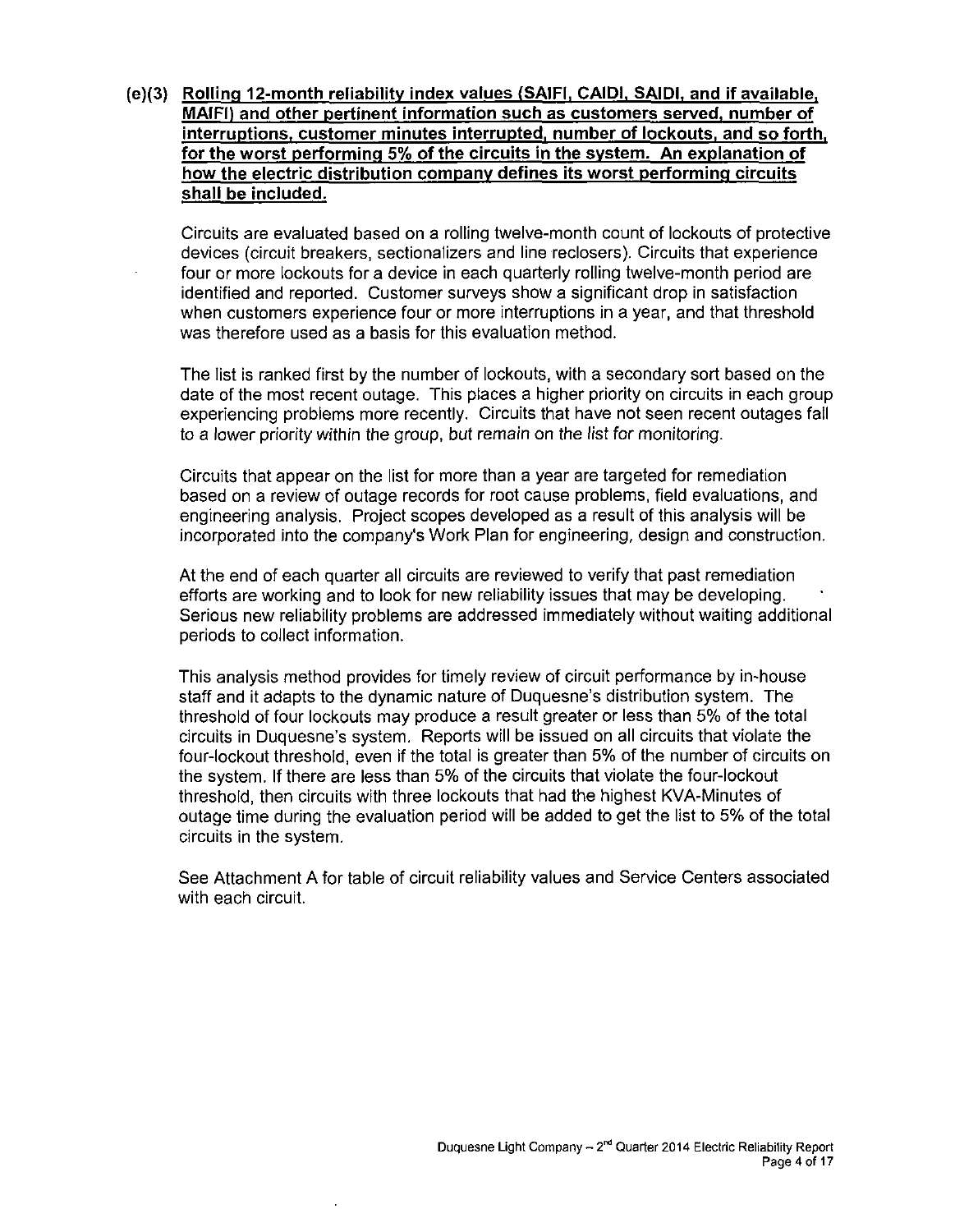**(e)(3) Rolling 12-month reliability index values (SAIFI, CAIDI, SAIDI, and if available, MAIFI) and other pertinent information such as customers served, number of interruptions, customer minutes interrupted, number of lockouts, and so forth, for the worst performing 5% of the circuits in the system. An explanation of how the electric distribution company defines its worst performing circuits shall be included.**

Circuits are evaluated based on a rolling twelve-month count of lockouts of protective devices (circuit breakers, sectionalizers and line reclosers). Circuits that experience four or more lockouts for a device in each quarterly rolling twelve-month period are identified and reported. Customer surveys show a significant drop in satisfaction when customers experience four or more interruptions in a year, and that threshold was therefore used as a basis for this evaluation method.

The list is ranked first by the number of lockouts, with a secondary sort based on the date of the most recent outage. This places a higher priority on circuits in each group experiencing problems more recently. Circuits that have not seen recent outages fall to a lower priority within the group, but remain on the list for monitoring.

Circuits that appear on the list for more than a year are targeted for remediation based on a review of outage records for root cause problems, field evaluations, and engineering analysis. Project scopes developed as a result of this analysis will be incorporated into the company's Work Plan for engineering, design and construction.

At the end of each quarter all circuits are reviewed to verify that past remediation efforts are working and to look for new reliability issues that may be developing. Serious new reliability problems are addressed immediately without waiting additional periods to collect information.

This analysis method provides for timely review of circuit performance by in-house staff and it adapts to the dynamic nature of Duquesne's distribution system. The threshold of four lockouts may produce a result greater or less than 5% of the total circuits in Duquesne's system. Reports will be issued on all circuits that violate the four-lockout threshold, even if the total is greater than 5% of the number of circuits on the system. If there are less than 5% of the circuits that violate the four-lockout threshold, then circuits with three lockouts that had the highest KVA-Minutes of outage time during the evaluation period will be added to get the list to 5% of the total circuits in the system.

See Attachment A for table of circuit reliability values and Service Centers associated with each circuit.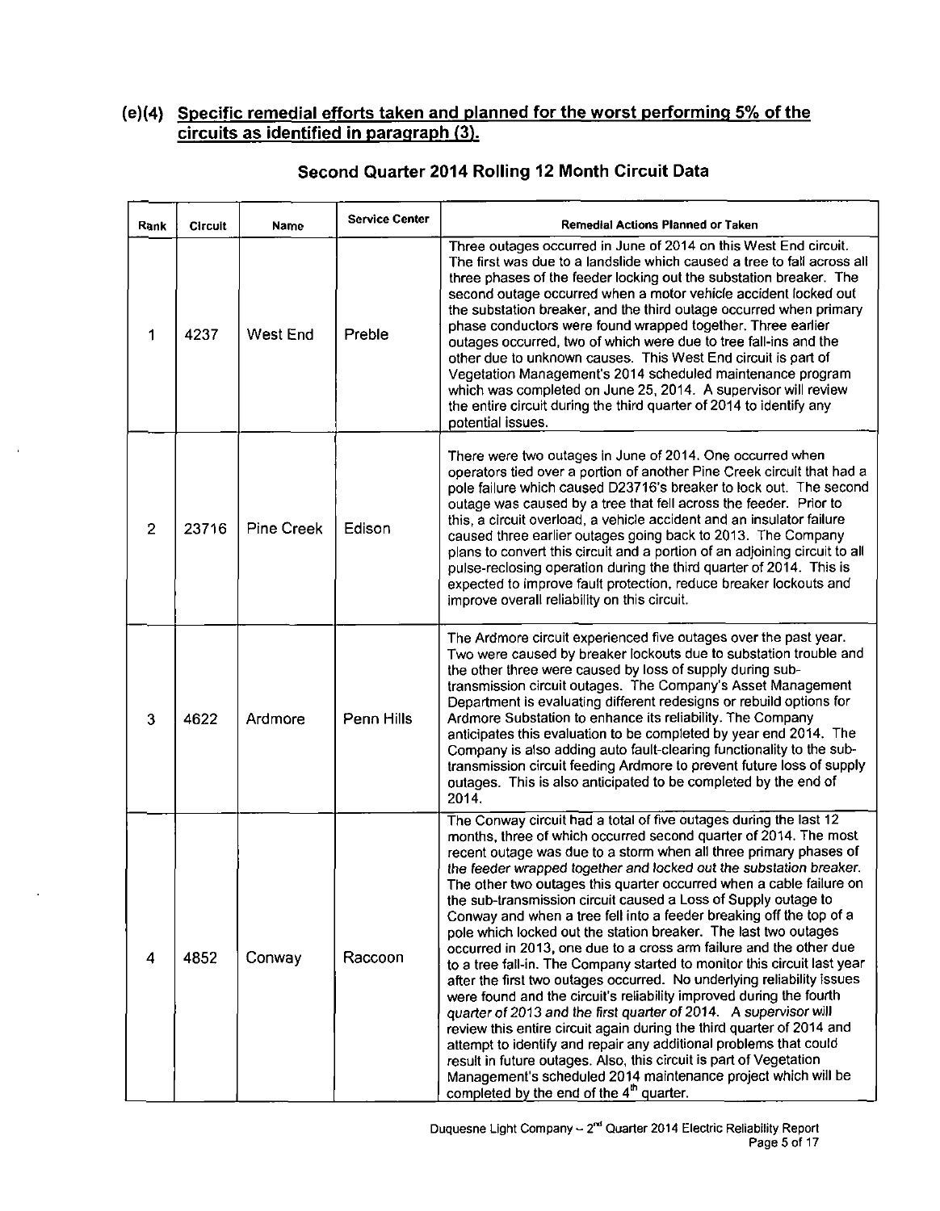## (e)(4) Specific remedial efforts taken and planned for the worst performing 5% of the circuits as identified in paragraph (3).

### Second Quarter 2014 Rolling 12 Month Circuit Data

| Rank | Circuit | Name | Service Center | Remedial Actions Planned or Taken |
|---|---|---|---|---|
| 1 | 4237 | West End | Preble | Three outages occurred in June of 2014 on this West End circuit. The first was due to a landslide which caused a tree to fall across all three phases of the feeder locking out the substation breaker. The second outage occurred when a motor vehicle accident locked out the substation breaker, and the third outage occurred when primary phase conductors were found wrapped together. Three earlier outages occurred, two of which were due to tree fall-ins and the other due to unknown causes. This West End circuit is part of Vegetation Management's 2014 scheduled maintenance program which was completed on June 25, 2014. A supervisor will review the entire circuit during the third quarter of 2014 to identify any potential issues. |
| 2 | 23716 | Pine Creek | Edison | There were two outages in June of 2014. One occurred when operators tied over a portion of another Pine Creek circuit that had a pole failure which caused D23716's breaker to lock out. The second outage was caused by a tree that fell across the feeder. Prior to this, a circuit overload, a vehicle accident and an insulator failure caused three earlier outages going back to 2013. The Company plans to convert this circuit and a portion of an adjoining circuit to all pulse-reclosing operation during the third quarter of 2014. This is expected to improve fault protection, reduce breaker lockouts and improve overall reliability on this circuit. |
| 3 | 4622 | Ardmore | Penn Hills | The Ardmore circuit experienced five outages over the past year. Two were caused by breaker lockouts due to substation trouble and the other three were caused by loss of supply during sub-transmission circuit outages. The Company's Asset Management Department is evaluating different redesigns or rebuild options for Ardmore Substation to enhance its reliability. The Company anticipates this evaluation to be completed by year end 2014. The Company is also adding auto fault-clearing functionality to the sub-transmission circuit feeding Ardmore to prevent future loss of supply outages. This is also anticipated to be completed by the end of 2014. |
| 4 | 4852 | Conway | Raccoon | The Conway circuit had a total of five outages during the last 12 months, three of which occurred second quarter of 2014. The most recent outage was due to a storm when all three primary phases of the feeder wrapped together and locked out the substation breaker. The other two outages this quarter occurred when a cable failure on the sub-transmission circuit caused a Loss of Supply outage to Conway and when a tree fell into a feeder breaking off the top of a pole which locked out the station breaker. The last two outages occurred in 2013, one due to a cross arm failure and the other due to a tree fall-in. The Company started to monitor this circuit last year after the first two outages occurred. No underlying reliability issues were found and the circuit's reliability improved during the fourth quarter of 2013 and the first quarter of 2014. A supervisor will review this entire circuit again during the third quarter of 2014 and attempt to identify and repair any additional problems that could result in future outages. Also, this circuit is part of Vegetation Management's scheduled 2014 maintenance project which will be completed by the end of the 4th quarter. |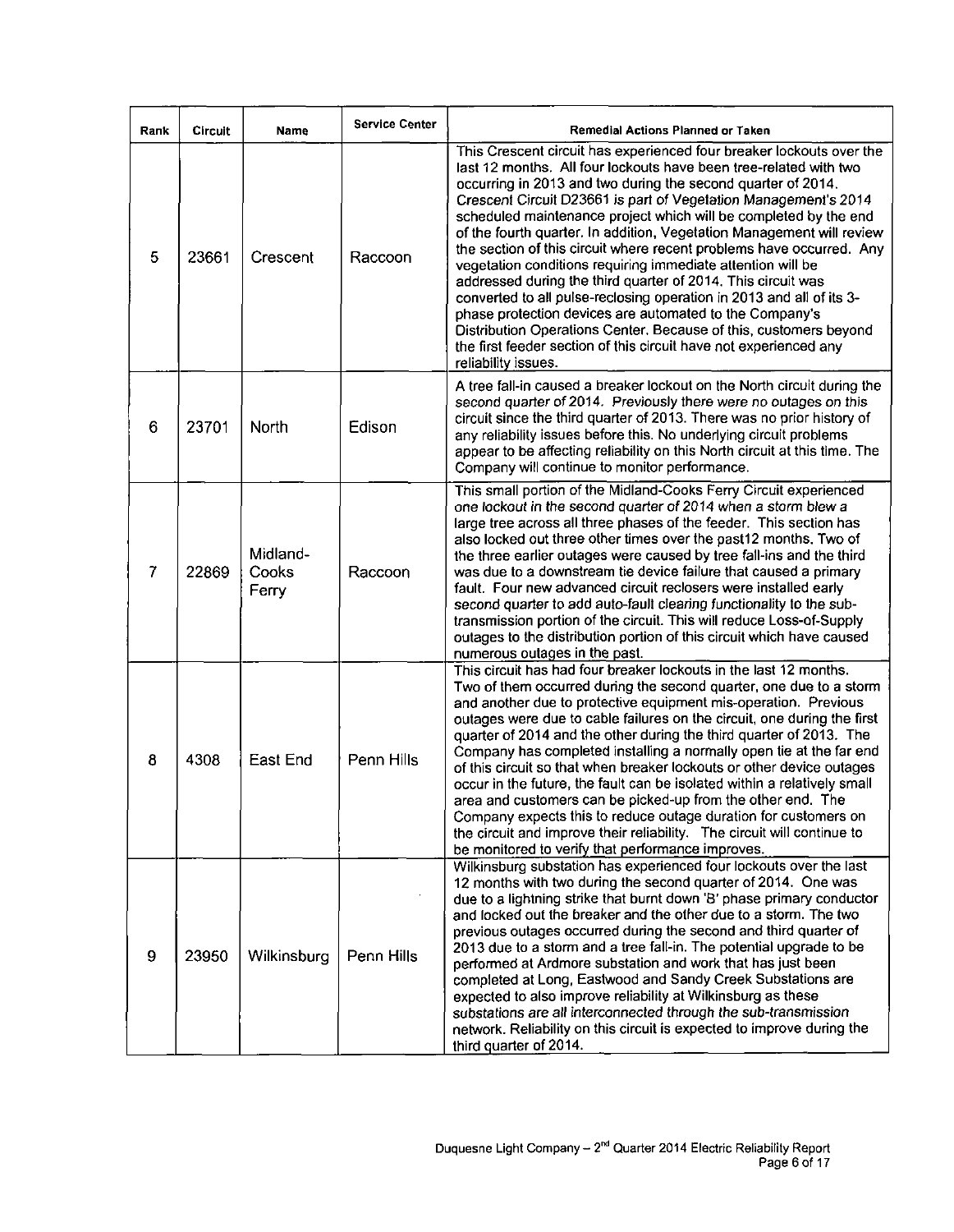| Rank | Circuit | Name | Service Center | Remedial Actions Planned or Taken |
|---|---|---|---|---|
| 5 | 23661 | Crescent | Raccoon | This Crescent circuit has experienced four breaker lockouts over the last 12 months. All four lockouts have been tree-related with two occurring in 2013 and two during the second quarter of 2014. Crescent Circuit D23661 is part of Vegetation Management's 2014 scheduled maintenance project which will be completed by the end of the fourth quarter. In addition, Vegetation Management will review the section of this circuit where recent problems have occurred. Any vegetation conditions requiring immediate attention will be addressed during the third quarter of 2014. This circuit was converted to all pulse-reclosing operation in 2013 and all of its 3-phase protection devices are automated to the Company's Distribution Operations Center. Because of this, customers beyond the first feeder section of this circuit have not experienced any reliability issues. |
| 6 | 23701 | North | Edison | A tree fall-in caused a breaker lockout on the North circuit during the second quarter of 2014. Previously there were no outages on this circuit since the third quarter of 2013. There was no prior history of any reliability issues before this. No underlying circuit problems appear to be affecting reliability on this North circuit at this time. The Company will continue to monitor performance. |
| 7 | 22869 | Midland-Cooks Ferry | Raccoon | This small portion of the Midland-Cooks Ferry Circuit experienced one lockout in the second quarter of 2014 when a storm blew a large tree across all three phases of the feeder. This section has also locked out three other times over the past12 months. Two of the three earlier outages were caused by tree fall-ins and the third was due to a downstream tie device failure that caused a primary fault. Four new advanced circuit reclosers were installed early second quarter to add auto-fault clearing functionality to the sub-transmission portion of the circuit. This will reduce Loss-of-Supply outages to the distribution portion of this circuit which have caused numerous outages in the past. |
| 8 | 4308 | East End | Penn Hills | This circuit has had four breaker lockouts in the last 12 months. Two of them occurred during the second quarter, one due to a storm and another due to protective equipment mis-operation. Previous outages were due to cable failures on the circuit, one during the first quarter of 2014 and the other during the third quarter of 2013. The Company has completed installing a normally open tie at the far end of this circuit so that when breaker lockouts or other device outages occur in the future, the fault can be isolated within a relatively small area and customers can be picked-up from the other end. The Company expects this to reduce outage duration for customers on the circuit and improve their reliability. The circuit will continue to be monitored to verify that performance improves. |
| 9 | 23950 | Wilkinsburg | Penn Hills | Wilkinsburg substation has experienced four lockouts over the last 12 months with two during the second quarter of 2014. One was due to a lightning strike that burnt down 'B' phase primary conductor and locked out the breaker and the other due to a storm. The two previous outages occurred during the second and third quarter of 2013 due to a storm and a tree fall-in. The potential upgrade to be performed at Ardmore substation and work that has just been completed at Long, Eastwood and Sandy Creek Substations are expected to also improve reliability at Wilkinsburg as these substations are all interconnected through the sub-transmission network. Reliability on this circuit is expected to improve during the third quarter of 2014. |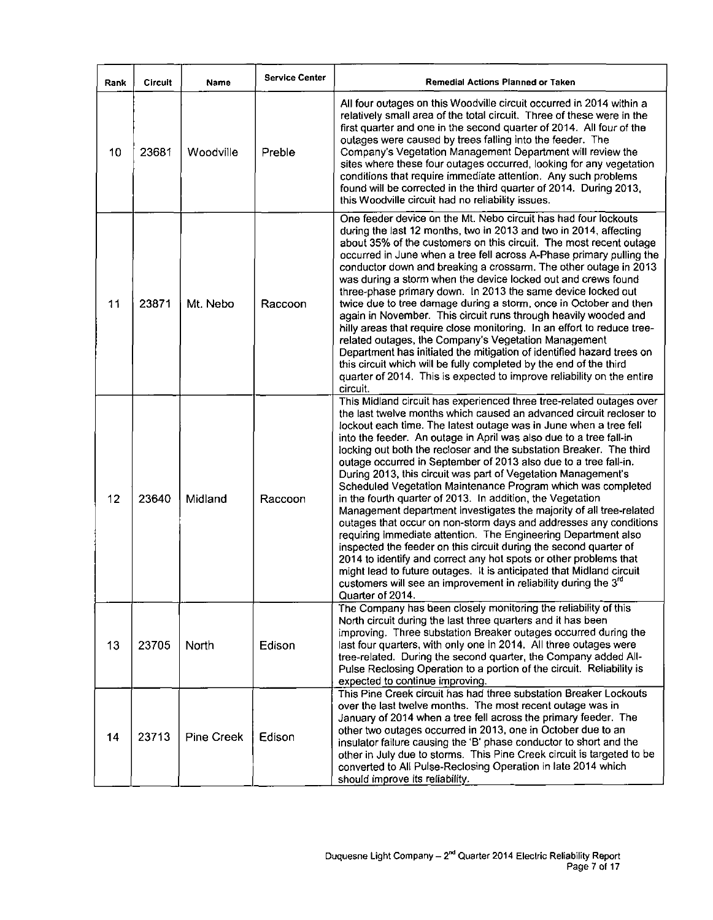| Rank | Circuit | Name | Service Center | Remedial Actions Planned or Taken |
|---|---|---|---|---|
| 10 | 23681 | Woodville | Preble | All four outages on this Woodville circuit occurred in 2014 within a relatively small area of the total circuit. Three of these were in the first quarter and one in the second quarter of 2014. All four of the outages were caused by trees falling into the feeder. The Company's Vegetation Management Department will review the sites where these four outages occurred, looking for any vegetation conditions that require immediate attention. Any such problems found will be corrected in the third quarter of 2014. During 2013, this Woodville circuit had no reliability issues. |
| 11 | 23871 | Mt. Nebo | Raccoon | One feeder device on the Mt. Nebo circuit has had four lockouts during the last 12 months, two in 2013 and two in 2014, affecting about 35% of the customers on this circuit. The most recent outage occurred in June when a tree fell across A-Phase primary pulling the conductor down and breaking a crossarm. The other outage in 2013 was during a storm when the device locked out and crews found three-phase primary down. In 2013 the same device locked out twice due to tree damage during a storm, once in October and then again in November. This circuit runs through heavily wooded and hilly areas that require close monitoring. In an effort to reduce tree-related outages, the Company's Vegetation Management Department has initiated the mitigation of identified hazard trees on this circuit which will be fully completed by the end of the third quarter of 2014. This is expected to improve reliability on the entire circuit. |
| 12 | 23640 | Midland | Raccoon | This Midland circuit has experienced three tree-related outages over the last twelve months which caused an advanced circuit recloser to lockout each time. The latest outage was in June when a tree fell into the feeder. An outage in April was also due to a tree fall-in locking out both the recloser and the substation Breaker. The third outage occurred in September of 2013 also due to a tree fall-in. During 2013, this circuit was part of Vegetation Management's Scheduled Vegetation Maintenance Program which was completed in the fourth quarter of 2013. In addition, the Vegetation Management department investigates the majority of all tree-related outages that occur on non-storm days and addresses any conditions requiring immediate attention. The Engineering Department also inspected the feeder on this circuit during the second quarter of 2014 to identify and correct any hot spots or other problems that might lead to future outages. It is anticipated that Midland circuit customers will see an improvement in reliability during the 3rd Quarter of 2014. |
| 13 | 23705 | North | Edison | The Company has been closely monitoring the reliability of this North circuit during the last three quarters and it has been improving. Three substation Breaker outages occurred during the last four quarters, with only one in 2014. All three outages were tree-related. During the second quarter, the Company added All-Pulse Reclosing Operation to a portion of the circuit. Reliability is expected to continue improving. |
| 14 | 23713 | Pine Creek | Edison | This Pine Creek circuit has had three substation Breaker Lockouts over the last twelve months. The most recent outage was in January of 2014 when a tree fell across the primary feeder. The other two outages occurred in 2013, one in October due to an insulator failure causing the 'B' phase conductor to short and the other in July due to storms. This Pine Creek circuit is targeted to be converted to All Pulse-Reclosing Operation in late 2014 which should improve its reliability. |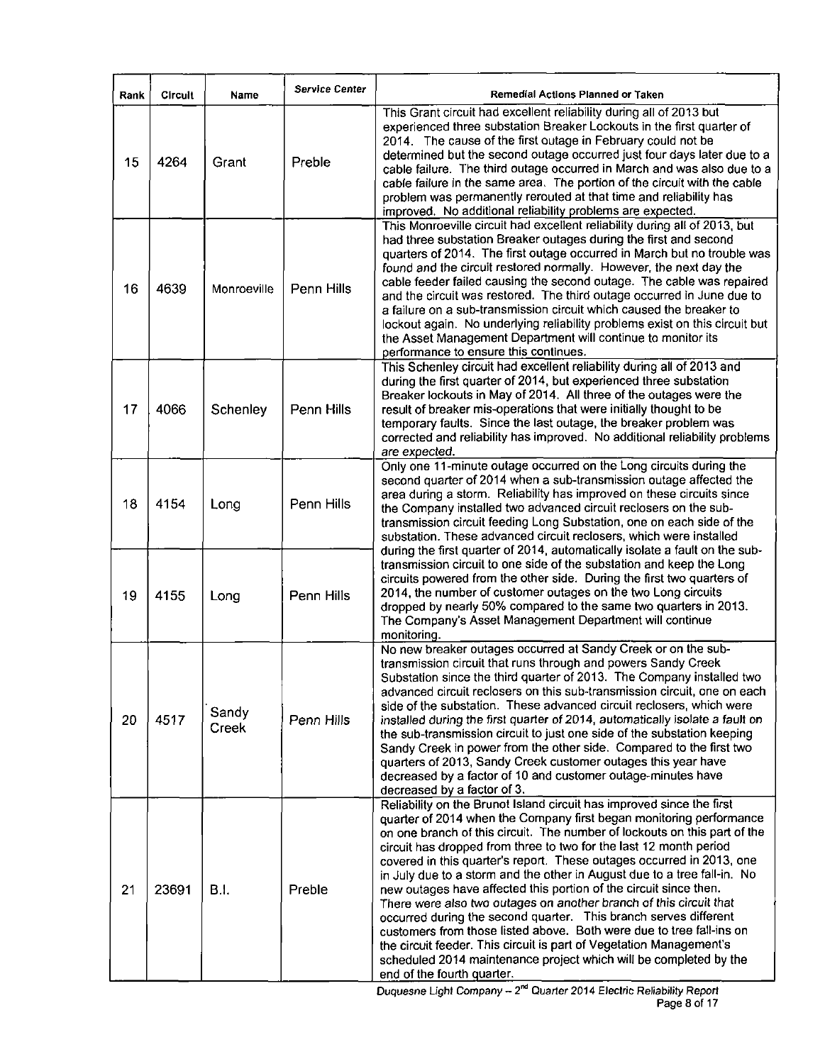| Rank | Circuit | Name | Service Center | Remedial Actions Planned or Taken |
|---|---|---|---|---|
| 15 | 4264 | Grant | Preble | This Grant circuit had excellent reliability during all of 2013 but experienced three substation Breaker Lockouts in the first quarter of 2014. The cause of the first outage in February could not be determined but the second outage occurred just four days later due to a cable failure. The third outage occurred in March and was also due to a cable failure in the same area. The portion of the circuit with the cable problem was permanently rerouted at that time and reliability has improved. No additional reliability problems are expected. |
| 16 | 4639 | Monroeville | Penn Hills | This Monroeville circuit had excellent reliability during all of 2013, but had three substation Breaker outages during the first and second quarters of 2014. The first outage occurred in March but no trouble was found and the circuit restored normally. However, the next day the cable feeder failed causing the second outage. The cable was repaired and the circuit was restored. The third outage occurred in June due to a failure on a sub-transmission circuit which caused the breaker to lockout again. No underlying reliability problems exist on this circuit but the Asset Management Department will continue to monitor its performance to ensure this continues. |
| 17 | 4066 | Schenley | Penn Hills | This Schenley circuit had excellent reliability during all of 2013 and during the first quarter of 2014, but experienced three substation Breaker lockouts in May of 2014. All three of the outages were the result of breaker mis-operations that were initially thought to be temporary faults. Since the last outage, the breaker problem was corrected and reliability has improved. No additional reliability problems are expected. |
| 18 | 4154 | Long | Penn Hills | Only one 11-minute outage occurred on the Long circuits during the second quarter of 2014 when a sub-transmission outage affected the area during a storm. Reliability has improved on these circuits since the Company installed two advanced circuit reclosers on the sub-transmission circuit feeding Long Substation, one on each side of the substation. These advanced circuit reclosers, which were installed during the first quarter of 2014, automatically isolate a fault on the sub-transmission circuit to one side of the substation and keep the Long circuits powered from the other side. During the first two quarters of 2014, the number of customer outages on the two Long circuits dropped by nearly 50% compared to the same two quarters in 2013. The Company's Asset Management Department will continue monitoring. |
| 19 | 4155 | Long | Penn Hills | |
| 20 | 4517 | Sandy Creek | Penn Hills | No new breaker outages occurred at Sandy Creek or on the sub-transmission circuit that runs through and powers Sandy Creek Substation since the third quarter of 2013. The Company installed two advanced circuit reclosers on this sub-transmission circuit, one on each side of the substation. These advanced circuit reclosers, which were installed during the first quarter of 2014, automatically isolate a fault on the sub-transmission circuit to just one side of the substation keeping Sandy Creek in power from the other side. Compared to the first two quarters of 2013, Sandy Creek customer outages this year have decreased by a factor of 10 and customer outage-minutes have decreased by a factor of 3. |
| 21 | 23691 | B.I. | Preble | Reliability on the Brunot Island circuit has improved since the first quarter of 2014 when the Company first began monitoring performance on one branch of this circuit. The number of lockouts on this part of the circuit has dropped from three to two for the last 12 month period covered in this quarter's report. These outages occurred in 2013, one in July due to a storm and the other in August due to a tree fall-in. No new outages have affected this portion of the circuit since then. There were also two outages on another branch of this circuit that occurred during the second quarter. This branch serves different customers from those listed above. Both were due to tree fall-ins on the circuit feeder. This circuit is part of Vegetation Management's scheduled 2014 maintenance project which will be completed by the end of the fourth quarter. |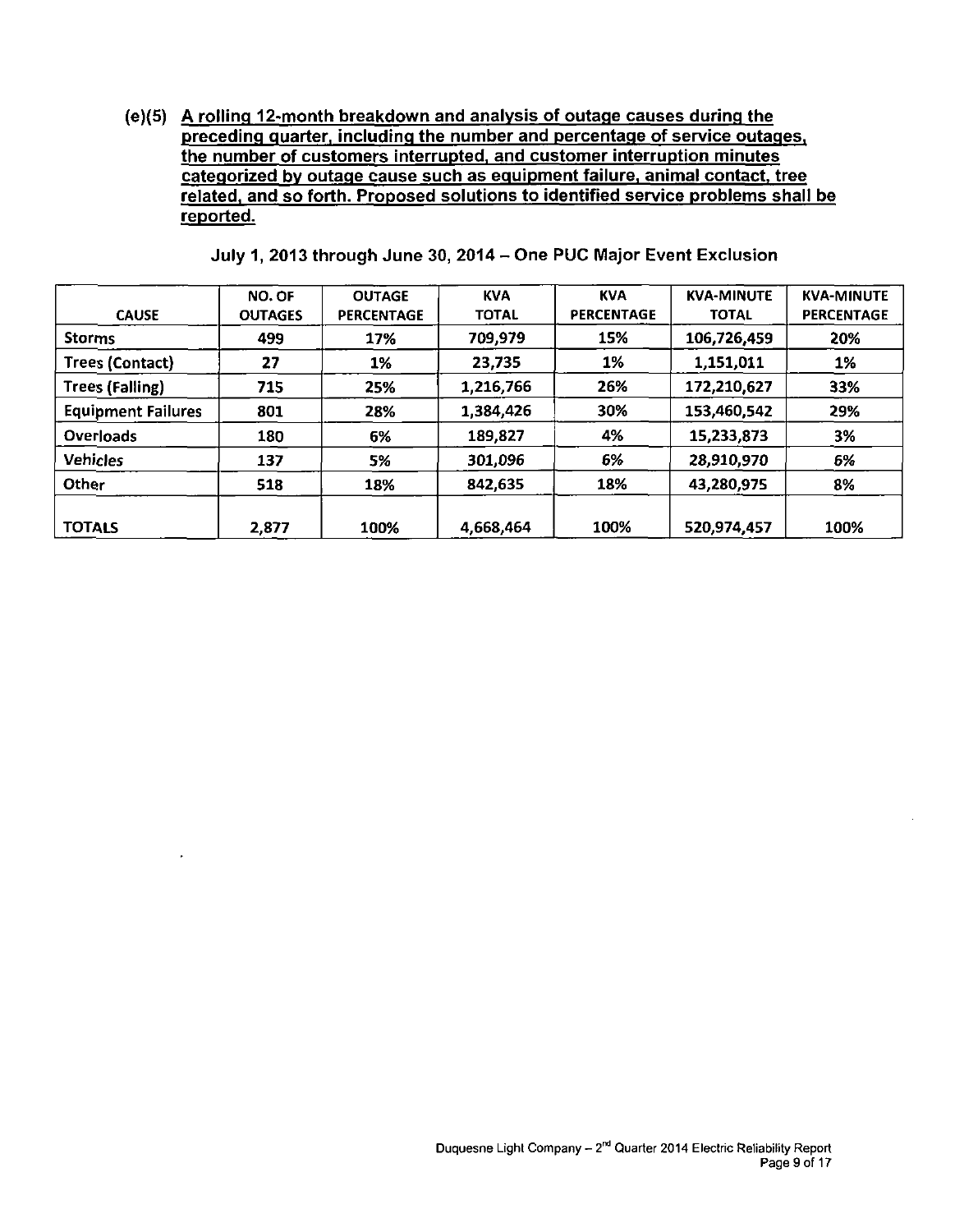**(e)(5) A rolling 12-month breakdown and analysis of outage causes during the preceding quarter, including the number and percentage of service outages, the number of customers interrupted, and customer interruption minutes categorized by outage cause such as equipment failure, animal contact, tree related, and so forth. Proposed solutions to identified service problems shall be reported.**

**July 1, 2013 through June 30, 2014 – One PUC Major Event Exclusion**

| CAUSE | NO. OF OUTAGES | OUTAGE PERCENTAGE | KVA TOTAL | KVA PERCENTAGE | KVA-MINUTE TOTAL | KVA-MINUTE PERCENTAGE |
|---|---|---|---|---|---|---|
| Storms | 499 | 17% | 709,979 | 15% | 106,726,459 | 20% |
| Trees (Contact) | 27 | 1% | 23,735 | 1% | 1,151,011 | 1% |
| Trees (Falling) | 715 | 25% | 1,216,766 | 26% | 172,210,627 | 33% |
| Equipment Failures | 801 | 28% | 1,384,426 | 30% | 153,460,542 | 29% |
| Overloads | 180 | 6% | 189,827 | 4% | 15,233,873 | 3% |
| Vehicles | 137 | 5% | 301,096 | 6% | 28,910,970 | 6% |
| Other | 518 | 18% | 842,635 | 18% | 43,280,975 | 8% |
| TOTALS | 2,877 | 100% | 4,668,464 | 100% | 520,974,457 | 100% |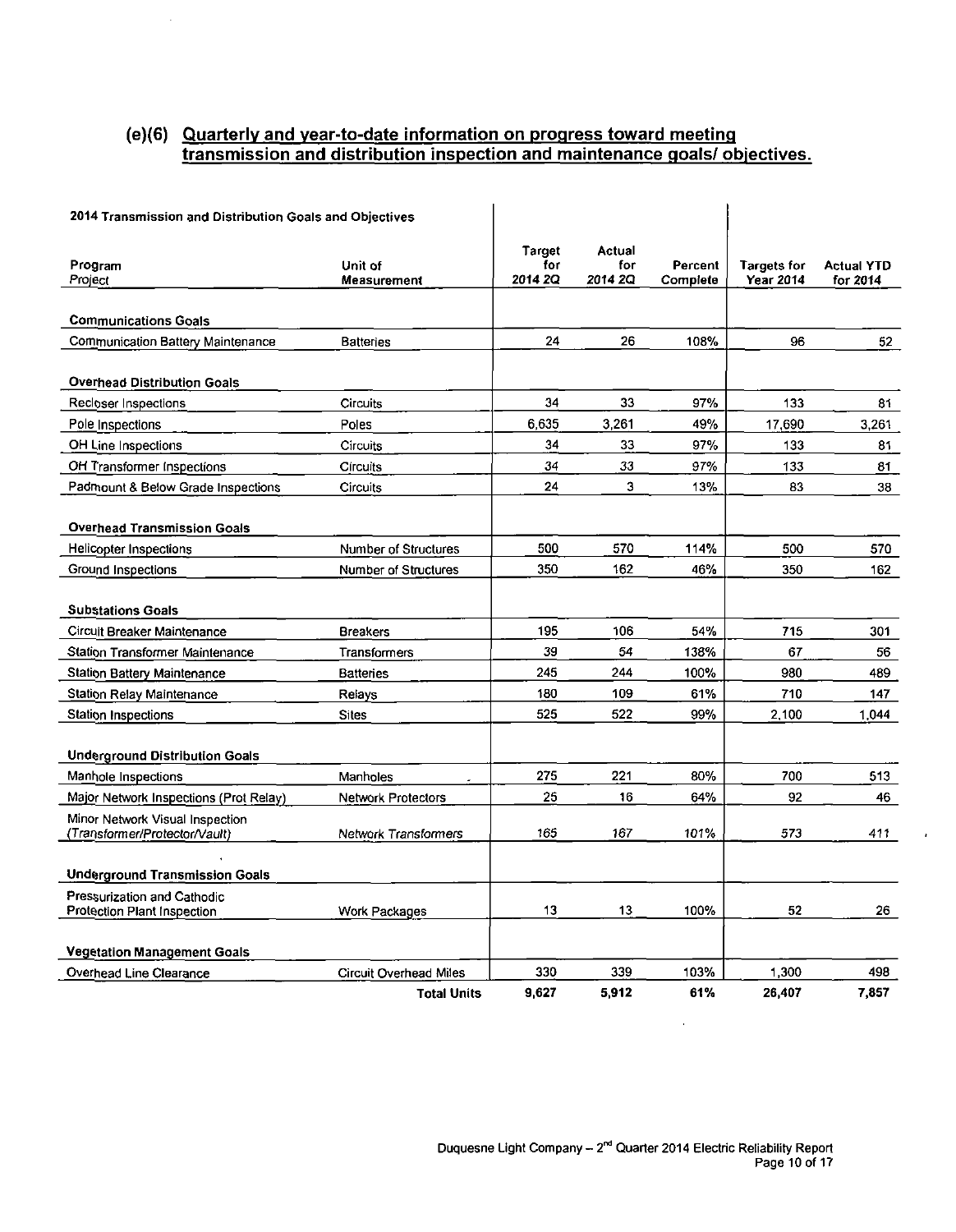## (e)(6) Quarterly and year-to-date information on progress toward meeting transmission and distribution inspection and maintenance goals/ objectives.

| 2014 Transmission and Distribution Goals and Objectives | | | | | | |
|---|---|---|---|---|---|---|
| Program<br>Project | Unit of Measurement | Target for 2014 2Q | Actual for 2014 2Q | Percent Complete | Targets for Year 2014 | Actual YTD for 2014 |
| **Communications Goals** | | | | | | |
| Communication Battery Maintenance | Batteries | 24 | 26 | 108% | 96 | 52 |
| **Overhead Distribution Goals** | | | | | | |
| Recloser Inspections | Circuits | 34 | 33 | 97% | 133 | 81 |
| Pole Inspections | Poles | 6,635 | 3,261 | 49% | 17,690 | 3,261 |
| OH Line Inspections | Circuits | 34 | 33 | 97% | 133 | 81 |
| OH Transformer Inspections | Circuits | 34 | 33 | 97% | 133 | 81 |
| Padmount & Below Grade Inspections | Circuits | 24 | 3 | 13% | 83 | 38 |
| **Overhead Transmission Goals** | | | | | | |
| Helicopter Inspections | Number of Structures | 500 | 570 | 114% | 500 | 570 |
| Ground Inspections | Number of Structures | 350 | 162 | 46% | 350 | 162 |
| **Substations Goals** | | | | | | |
| Circuit Breaker Maintenance | Breakers | 195 | 106 | 54% | 715 | 301 |
| Station Transformer Maintenance | Transformers | 39 | 54 | 138% | 67 | 56 |
| Station Battery Maintenance | Batteries | 245 | 244 | 100% | 980 | 489 |
| Station Relay Maintenance | Relays | 180 | 109 | 61% | 710 | 147 |
| Station Inspections | Sites | 525 | 522 | 99% | 2,100 | 1,044 |
| **Underground Distribution Goals** | | | | | | |
| Manhole Inspections | Manholes | 275 | 221 | 80% | 700 | 513 |
| Major Network Inspections (Prot Relay) | Network Protectors | 25 | 16 | 64% | 92 | 46 |
| Minor Network Visual Inspection (Transformer/Protector/Vault) | Network Transformers | 165 | 167 | 101% | 573 | 411 |
| **Underground Transmission Goals** | | | | | | |
| Pressurization and Cathodic Protection Plant Inspection | Work Packages | 13 | 13 | 100% | 52 | 26 |
| **Vegetation Management Goals** | | | | | | |
| Overhead Line Clearance | Circuit Overhead Miles | 330 | 339 | 103% | 1,300 | 498 |
| | **Total Units** | **9,627** | **5,912** | **61%** | **26,407** | **7,857** |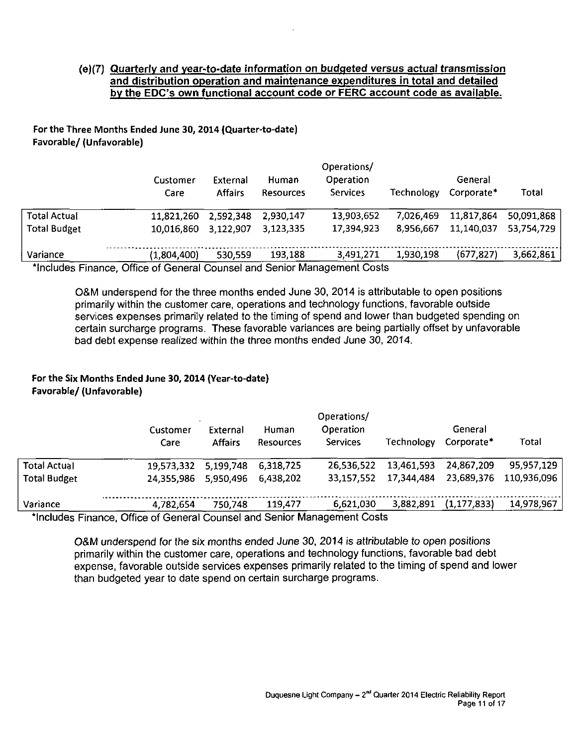### (e)(7) Quarterly and year-to-date information on budgeted versus actual transmission and distribution operation and maintenance expenditures in total and detailed by the EDC's own functional account code or FERC account code as available.

**For the Three Months Ended June 30, 2014 (Quarter-to-date)**
**Favorable/ (Unfavorable)**

| | Customer Care | External Affairs | Human Resources | Operations/ Operation Services | Technology | General Corporate* | Total |
|---|---|---|---|---|---|---|---|
| Total Actual | 11,821,260 | 2,592,348 | 2,930,147 | 13,903,652 | 7,026,469 | 11,817,864 | 50,091,868 |
| Total Budget | 10,016,860 | 3,122,907 | 3,123,335 | 17,394,923 | 8,956,667 | 11,140,037 | 53,754,729 |
| Variance | (1,804,400) | 530,559 | 193,188 | 3,491,271 | 1,930,198 | (677,827) | 3,662,861 |

*Includes Finance, Office of General Counsel and Senior Management Costs

O&M underspend for the three months ended June 30, 2014 is attributable to open positions primarily within the customer care, operations and technology functions, favorable outside services expenses primarily related to the timing of spend and lower than budgeted spending on certain surcharge programs. These favorable variances are being partially offset by unfavorable bad debt expense realized within the three months ended June 30, 2014.

**For the Six Months Ended June 30, 2014 (Year-to-date)**
**Favorable/ (Unfavorable)**

| | Customer Care | External Affairs | Human Resources | Operations/ Operation Services | Technology | General Corporate* | Total |
|---|---|---|---|---|---|---|---|
| Total Actual | 19,573,332 | 5,199,748 | 6,318,725 | 26,536,522 | 13,461,593 | 24,867,209 | 95,957,129 |
| Total Budget | 24,355,986 | 5,950,496 | 6,438,202 | 33,157,552 | 17,344,484 | 23,689,376 | 110,936,096 |
| Variance | 4,782,654 | 750,748 | 119,477 | 6,621,030 | 3,882,891 | (1,177,833) | 14,978,967 |

*Includes Finance, Office of General Counsel and Senior Management Costs

O&M underspend for the six months ended June 30, 2014 is attributable to open positions primarily within the customer care, operations and technology functions, favorable bad debt expense, favorable outside services expenses primarily related to the timing of spend and lower than budgeted year to date spend on certain surcharge programs.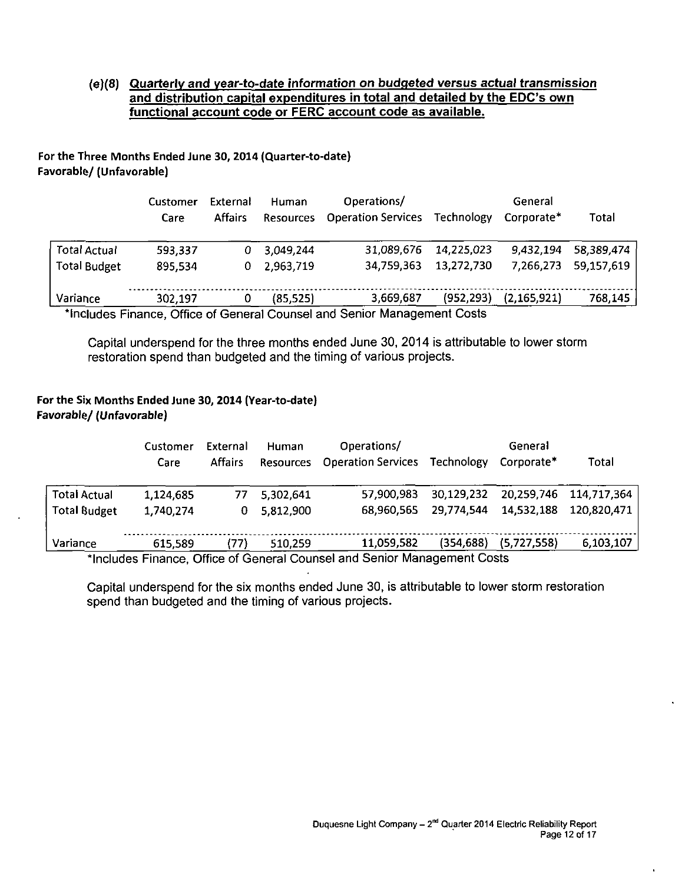### (e)(8) Quarterly and year-to-date information on budgeted versus actual transmission and distribution capital expenditures in total and detailed by the EDC's own functional account code or FERC account code as available.

**For the Three Months Ended June 30, 2014 (Quarter-to-date)**
**Favorable/ (Unfavorable)**

| | Customer Care | External Affairs | Human Resources | Operations/ Operation Services | Technology | General Corporate* | Total |
|---|---|---|---|---|---|---|---|
| Total Actual | 593,337 | 0 | 3,049,244 | 31,089,676 | 14,225,023 | 9,432,194 | 58,389,474 |
| Total Budget | 895,534 | 0 | 2,963,719 | 34,759,363 | 13,272,730 | 7,266,273 | 59,157,619 |
| Variance | 302,197 | 0 | (85,525) | 3,669,687 | (952,293) | (2,165,921) | 768,145 |

*Includes Finance, Office of General Counsel and Senior Management Costs

Capital underspend for the three months ended June 30, 2014 is attributable to lower storm restoration spend than budgeted and the timing of various projects.

**For the Six Months Ended June 30, 2014 (Year-to-date)**
**Favorable/ (Unfavorable)**

| | Customer Care | External Affairs | Human Resources | Operations/ Operation Services | Technology | General Corporate* | Total |
|---|---|---|---|---|---|---|---|
| Total Actual | 1,124,685 | 77 | 5,302,641 | 57,900,983 | 30,129,232 | 20,259,746 | 114,717,364 |
| Total Budget | 1,740,274 | 0 | 5,812,900 | 68,960,565 | 29,774,544 | 14,532,188 | 120,820,471 |
| Variance | 615,589 | (77) | 510,259 | 11,059,582 | (354,688) | (5,727,558) | 6,103,107 |

*Includes Finance, Office of General Counsel and Senior Management Costs

Capital underspend for the six months ended June 30, is attributable to lower storm restoration spend than budgeted and the timing of various projects.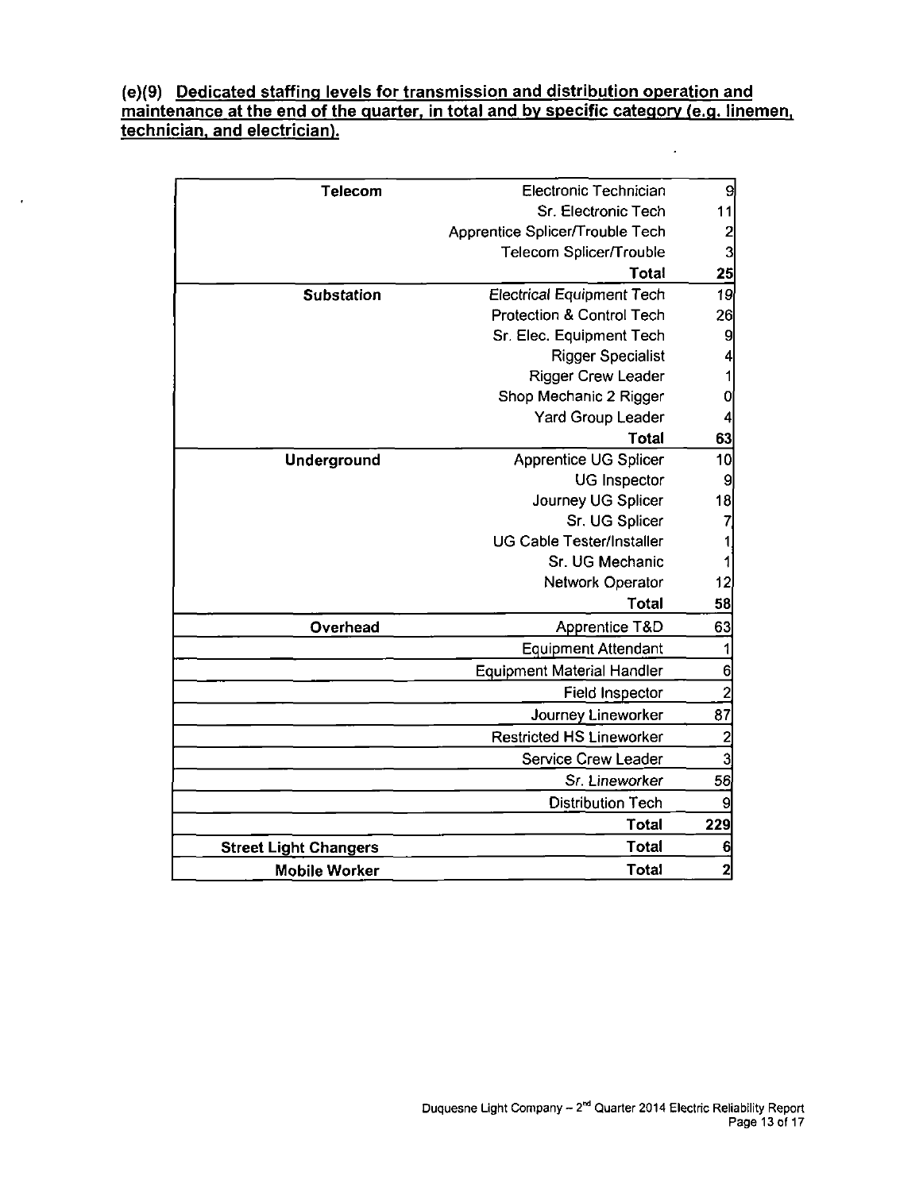**(e)(9) Dedicated staffing levels for transmission and distribution operation and maintenance at the end of the quarter, in total and by specific category (e.g. linemen, technician, and electrician).**

| | | |
|---|---|---|
| **Telecom** | Electronic Technician | 9 |
| | Sr. Electronic Tech | 11 |
| | Apprentice Splicer/Trouble Tech | 2 |
| | Telecom Splicer/Trouble | 3 |
| | **Total** | **25** |
| **Substation** | *Electrical Equipment Tech* | 19 |
| | Protection & Control Tech | 26 |
| | Sr. Elec. Equipment Tech | 9 |
| | Rigger Specialist | 4 |
| | Rigger Crew Leader | 1 |
| | Shop Mechanic 2 Rigger | 0 |
| | Yard Group Leader | 4 |
| | **Total** | **63** |
| **Underground** | Apprentice UG Splicer | 10 |
| | UG Inspector | 9 |
| | Journey UG Splicer | 18 |
| | Sr. UG Splicer | 7 |
| | UG Cable Tester/Installer | 1 |
| | Sr. UG Mechanic | 1 |
| | Network Operator | 12 |
| | **Total** | **58** |
| **Overhead** | Apprentice T&D | 63 |
| | Equipment Attendant | 1 |
| | Equipment Material Handler | 6 |
| | Field Inspector | 2 |
| | Journey Lineworker | 87 |
| | Restricted HS Lineworker | 2 |
| | Service Crew Leader | 3 |
| | *Sr. Lineworker* | 56 |
| | Distribution Tech | 9 |
| | **Total** | **229** |
| **Street Light Changers** | **Total** | **6** |
| **Mobile Worker** | **Total** | **2** |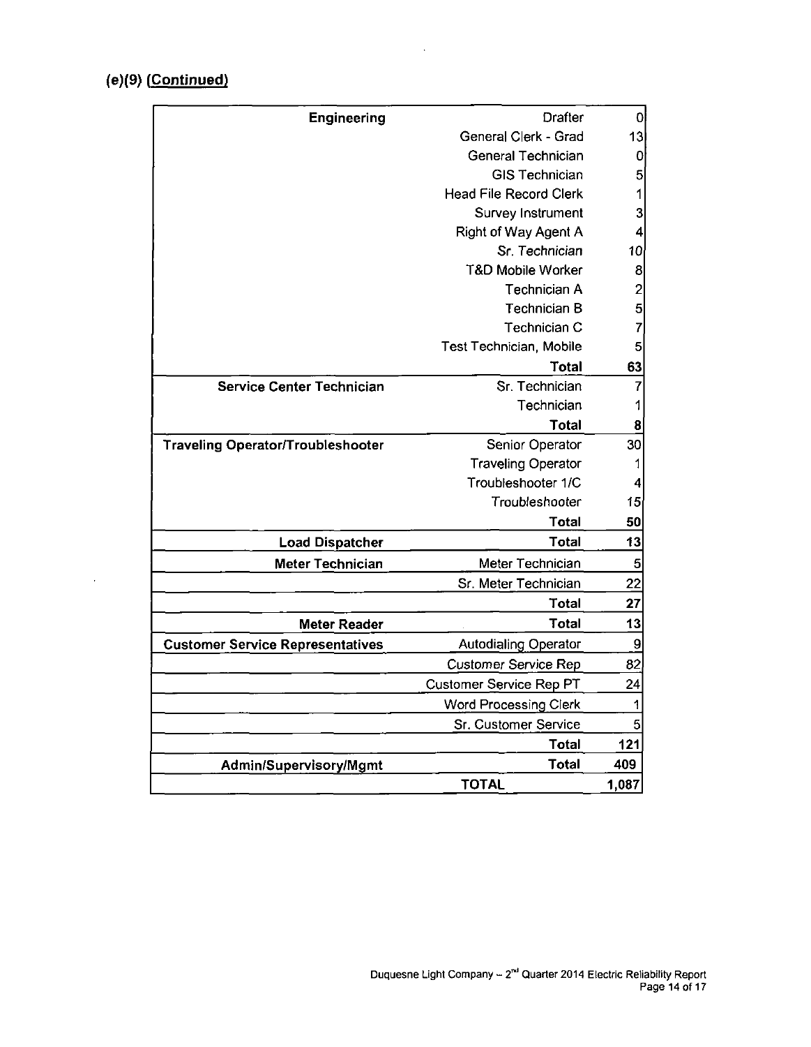## (e)(9) (Continued)

| | | |
|---|---|---|
| **Engineering** | Drafter | 0 |
| | General Clerk - Grad | 13 |
| | General Technician | 0 |
| | GIS Technician | 5 |
| | Head File Record Clerk | 1 |
| | Survey Instrument | 3 |
| | Right of Way Agent A | 4 |
| | Sr. Technician | 10 |
| | T&D Mobile Worker | 8 |
| | Technician A | 2 |
| | Technician B | 5 |
| | Technician C | 7 |
| | Test Technician, Mobile | 5 |
| | **Total** | **63** |
| **Service Center Technician** | Sr. Technician | 7 |
| | Technician | 1 |
| | **Total** | **8** |
| **Traveling Operator/Troubleshooter** | Senior Operator | 30 |
| | Traveling Operator | 1 |
| | Troubleshooter 1/C | 4 |
| | Troubleshooter | 15 |
| | **Total** | **50** |
| **Load Dispatcher** | **Total** | **13** |
| **Meter Technician** | Meter Technician | 5 |
| | Sr. Meter Technician | 22 |
| | **Total** | **27** |
| **Meter Reader** | **Total** | **13** |
| **Customer Service Representatives** | Autodialing Operator | 9 |
| | Customer Service Rep | 82 |
| | Customer Service Rep PT | 24 |
| | Word Processing Clerk | 1 |
| | Sr. Customer Service | 5 |
| | **Total** | **121** |
| **Admin/Supervisory/Mgmt** | **Total** | **409** |
| | **TOTAL** | **1,087** |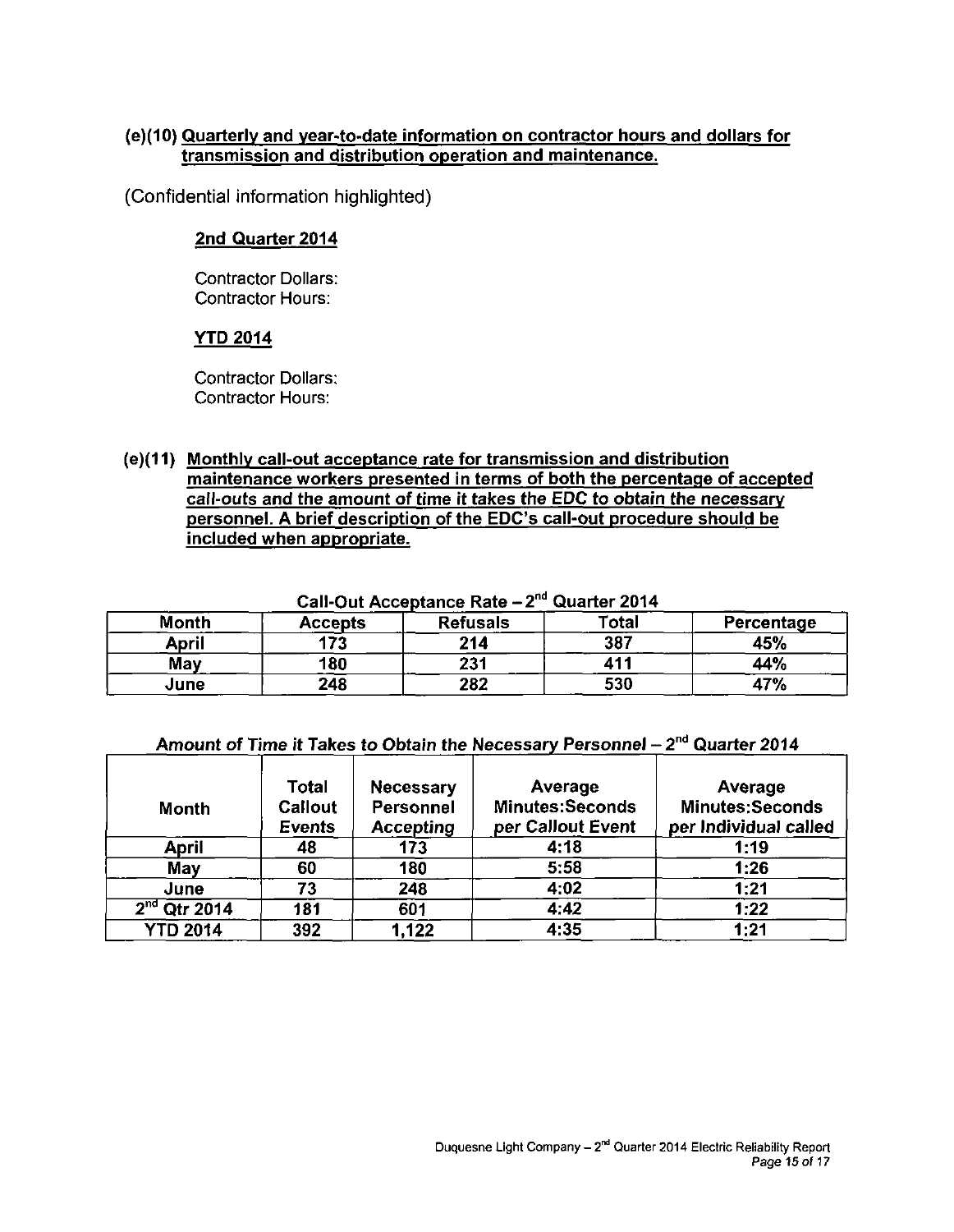**(e)(10) Quarterly and year-to-date information on contractor hours and dollars for transmission and distribution operation and maintenance.**

(Confidential information highlighted)

**2nd Quarter 2014**

Contractor Dollars:
Contractor Hours:

**YTD 2014**

Contractor Dollars:
Contractor Hours:

**(e)(11) Monthly call-out acceptance rate for transmission and distribution maintenance workers presented in terms of both the percentage of accepted call-outs and the amount of time it takes the EDC to obtain the necessary personnel. A brief description of the EDC's call-out procedure should be included when appropriate.**

**Call-Out Acceptance Rate – 2nd Quarter 2014**

| Month | Accepts | Refusals | Total | Percentage |
|---|---|---|---|---|
| April | 173 | 214 | 387 | 45% |
| May | 180 | 231 | 411 | 44% |
| June | 248 | 282 | 530 | 47% |

***Amount of Time it Takes to Obtain the Necessary Personnel – 2nd Quarter 2014***

| Month | Total Callout Events | Necessary Personnel Accepting | Average Minutes:Seconds per Callout Event | Average Minutes:Seconds per Individual called |
|---|---|---|---|---|
| April | 48 | 173 | 4:18 | 1:19 |
| May | 60 | 180 | 5:58 | 1:26 |
| June | 73 | 248 | 4:02 | 1:21 |
| 2nd Qtr 2014 | 181 | 601 | 4:42 | 1:22 |
| YTD 2014 | 392 | 1,122 | 4:35 | 1:21 |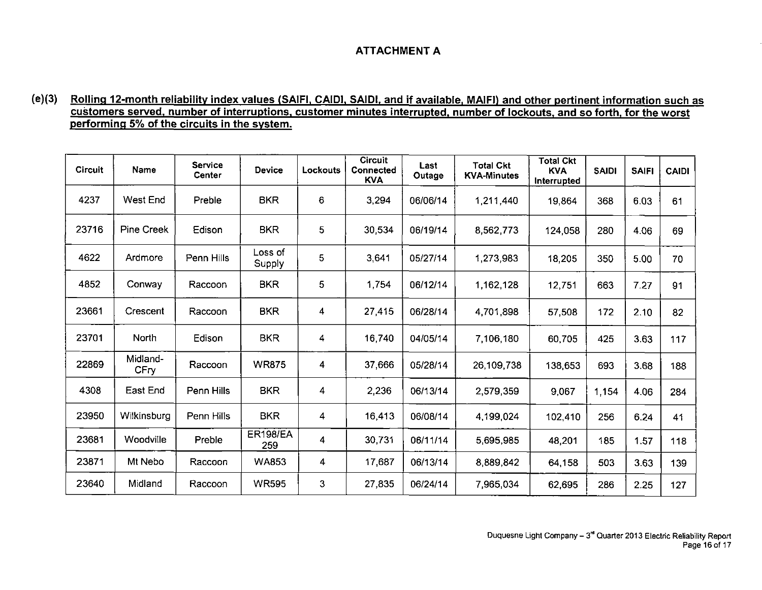## ATTACHMENT A

**(e)(3) Rolling 12-month reliability index values (SAIFI, CAIDI, SAIDI, and if available, MAIFI) and other pertinent information such as customers served, number of interruptions, customer minutes interrupted, number of lockouts, and so forth, for the worst performing 5% of the circuits in the system.**

| Circuit | Name | Service Center | Device | Lockouts | Circuit Connected KVA | Last Outage | Total Ckt KVA-Minutes | Total Ckt KVA Interrupted | SAIDI | SAIFI | CAIDI |
|---|---|---|---|---|---|---|---|---|---|---|---|
| 4237 | West End | Preble | BKR | 6 | 3,294 | 06/06/14 | 1,211,440 | 19,864 | 368 | 6.03 | 61 |
| 23716 | Pine Creek | Edison | BKR | 5 | 30,534 | 06/19/14 | 8,562,773 | 124,058 | 280 | 4.06 | 69 |
| 4622 | Ardmore | Penn Hills | Loss of Supply | 5 | 3,641 | 05/27/14 | 1,273,983 | 18,205 | 350 | 5.00 | 70 |
| 4852 | Conway | Raccoon | BKR | 5 | 1,754 | 06/12/14 | 1,162,128 | 12,751 | 663 | 7.27 | 91 |
| 23661 | Crescent | Raccoon | BKR | 4 | 27,415 | 06/28/14 | 4,701,898 | 57,508 | 172 | 2.10 | 82 |
| 23701 | North | Edison | BKR | 4 | 16,740 | 04/05/14 | 7,106,180 | 60,705 | 425 | 3.63 | 117 |
| 22869 | Midland-CFry | Raccoon | WR875 | 4 | 37,666 | 05/28/14 | 26,109,738 | 138,653 | 693 | 3.68 | 188 |
| 4308 | East End | Penn Hills | BKR | 4 | 2,236 | 06/13/14 | 2,579,359 | 9,067 | 1,154 | 4.06 | 284 |
| 23950 | Wilkinsburg | Penn Hills | BKR | 4 | 16,413 | 06/08/14 | 4,199,024 | 102,410 | 256 | 6.24 | 41 |
| 23681 | Woodville | Preble | ER198/EA 259 | 4 | 30,731 | 06/11/14 | 5,695,985 | 48,201 | 185 | 1.57 | 118 |
| 23871 | Mt Nebo | Raccoon | WA853 | 4 | 17,687 | 06/13/14 | 8,889,842 | 64,158 | 503 | 3.63 | 139 |
| 23640 | Midland | Raccoon | WR595 | 3 | 27,835 | 06/24/14 | 7,965,034 | 62,695 | 286 | 2.25 | 127 |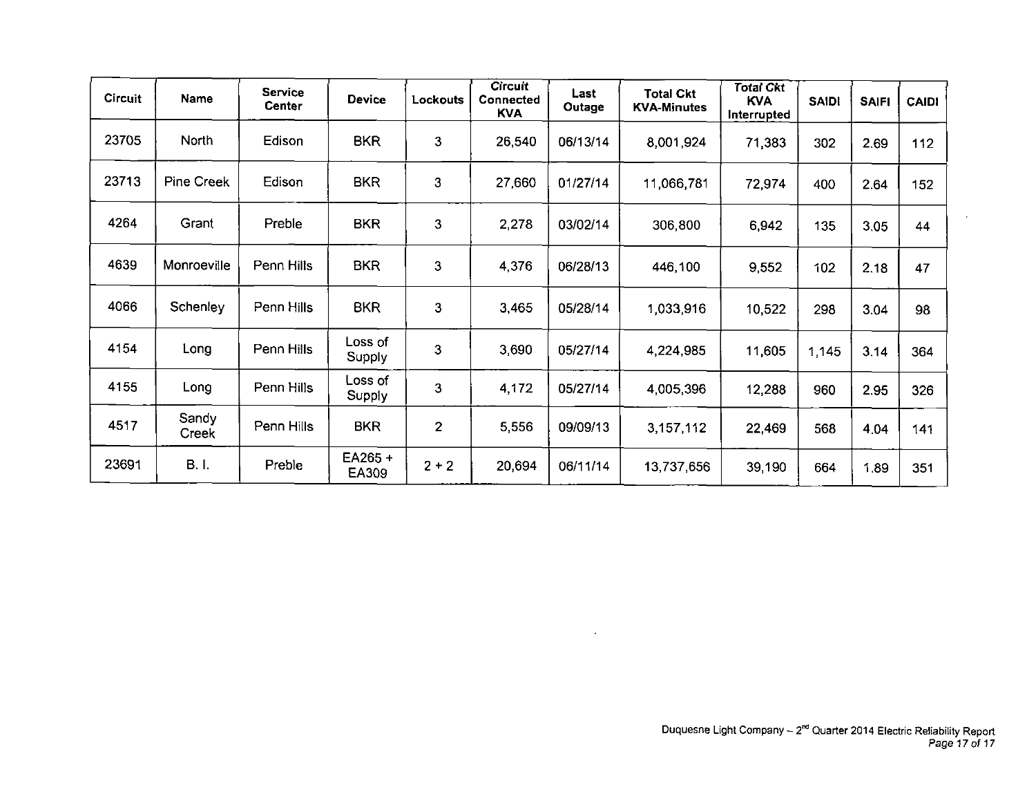| Circuit | Name | Service Center | Device | Lockouts | Circuit Connected KVA | Last Outage | Total Ckt KVA-Minutes | Total Ckt KVA Interrupted | SAIDI | SAIFI | CAIDI |
|---|---|---|---|---|---|---|---|---|---|---|---|
| 23705 | North | Edison | BKR | 3 | 26,540 | 06/13/14 | 8,001,924 | 71,383 | 302 | 2.69 | 112 |
| 23713 | Pine Creek | Edison | BKR | 3 | 27,660 | 01/27/14 | 11,066,781 | 72,974 | 400 | 2.64 | 152 |
| 4264 | Grant | Preble | BKR | 3 | 2,278 | 03/02/14 | 306,800 | 6,942 | 135 | 3.05 | 44 |
| 4639 | Monroeville | Penn Hills | BKR | 3 | 4,376 | 06/28/13 | 446,100 | 9,552 | 102 | 2.18 | 47 |
| 4066 | Schenley | Penn Hills | BKR | 3 | 3,465 | 05/28/14 | 1,033,916 | 10,522 | 298 | 3.04 | 98 |
| 4154 | Long | Penn Hills | Loss of Supply | 3 | 3,690 | 05/27/14 | 4,224,985 | 11,605 | 1,145 | 3.14 | 364 |
| 4155 | Long | Penn Hills | Loss of Supply | 3 | 4,172 | 05/27/14 | 4,005,396 | 12,288 | 960 | 2.95 | 326 |
| 4517 | Sandy Creek | Penn Hills | BKR | 2 | 5,556 | 09/09/13 | 3,157,112 | 22,469 | 568 | 4.04 | 141 |
| 23691 | B. I. | Preble | EA265 + EA309 | 2 + 2 | 20,694 | 06/11/14 | 13,737,656 | 39,190 | 664 | 1.89 | 351 |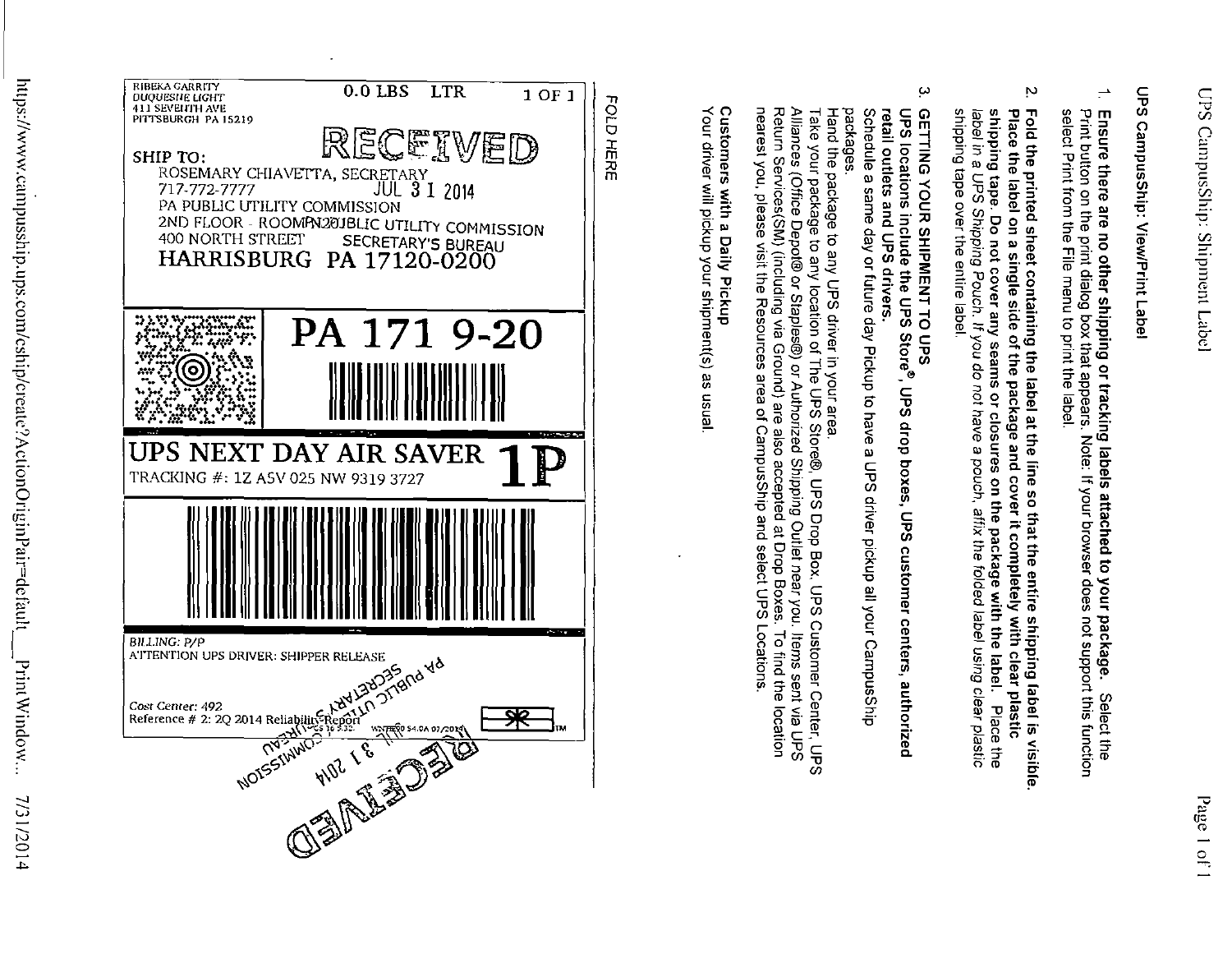UPS CampusShip: Shipment Label

## UPS CampusShip: View/Print Label

1. **Ensure there are no other shipping or tracking labels attached to your package.** Select the Print button on the print dialog box that appears. Note: If your browser does not support this function select Print from the File menu to print the label.

2. **Fold the printed sheet containing the label at the line so that the entire shipping label is visible. Place the label on a single side of the package and cover it completely with clear plastic shipping tape. Do not cover any seams or closures on the package with the label.** Place the label in a UPS Shipping Pouch. *If you do not have a pouch, affix the folded label using clear plastic shipping tape over the entire label.*

3. **GETTING YOUR SHIPMENT TO UPS**
   **UPS locations include the UPS Store®, UPS drop boxes, UPS customer centers, authorized retail outlets and UPS drivers.**
   Schedule a same day or future day Pickup to have a UPS driver pickup all your CampusShip packages.
   Hand the package to any UPS driver in your area.
   Take your package to any location of The UPS Store®, UPS Drop Box, UPS Customer Center, UPS Alliances (Office Depot® or Staples®) or Authorized Shipping Outlet near you. Items sent via UPS Return Services(SM) (including via Ground) are also accepted at Drop Boxes. To find the location nearest you, please visit the Resources area of CampusShip and select UPS Locations.

**Customers with a Daily Pickup**
Your driver will pickup your shipment(s) as usual.

FOLD HERE

RIBEKA GARRITY
DUQUESNE LIGHT
411 SEVENTH AVE
PITTSBURGH PA 15219

0.0 LBS LTR 1 OF 1

RECEIVED

SHIP TO:
ROSEMARY CHIAVETTA, SECRETARY
717-772-7777 JUL 31 2014
PA PUBLIC UTILITY COMMISSION
2ND FLOOR - ROOM N201 PA PUBLIC UTILITY COMMISSION
400 NORTH STREET SECRETARY'S BUREAU
HARRISBURG PA 17120-0200

PA 171 9-20

UPS NEXT DAY AIR SAVER 1P
TRACKING #: 1Z A5V 025 NW 9319 3727

BILLING: P/P
ATTENTION UPS DRIVER: SHIPPER RELEASE

Cost Center: 492
Reference # 2: 2Q 2014 Reliability Report

PA PUBLIC UTILITY COMMISSION
SECRETARY'S BUREAU
RECEIVED
JUL 31 2014

https://www.campusship.ups.com/cship/create?ActionOriginPair=default__PrintWindow... 7/31/2014